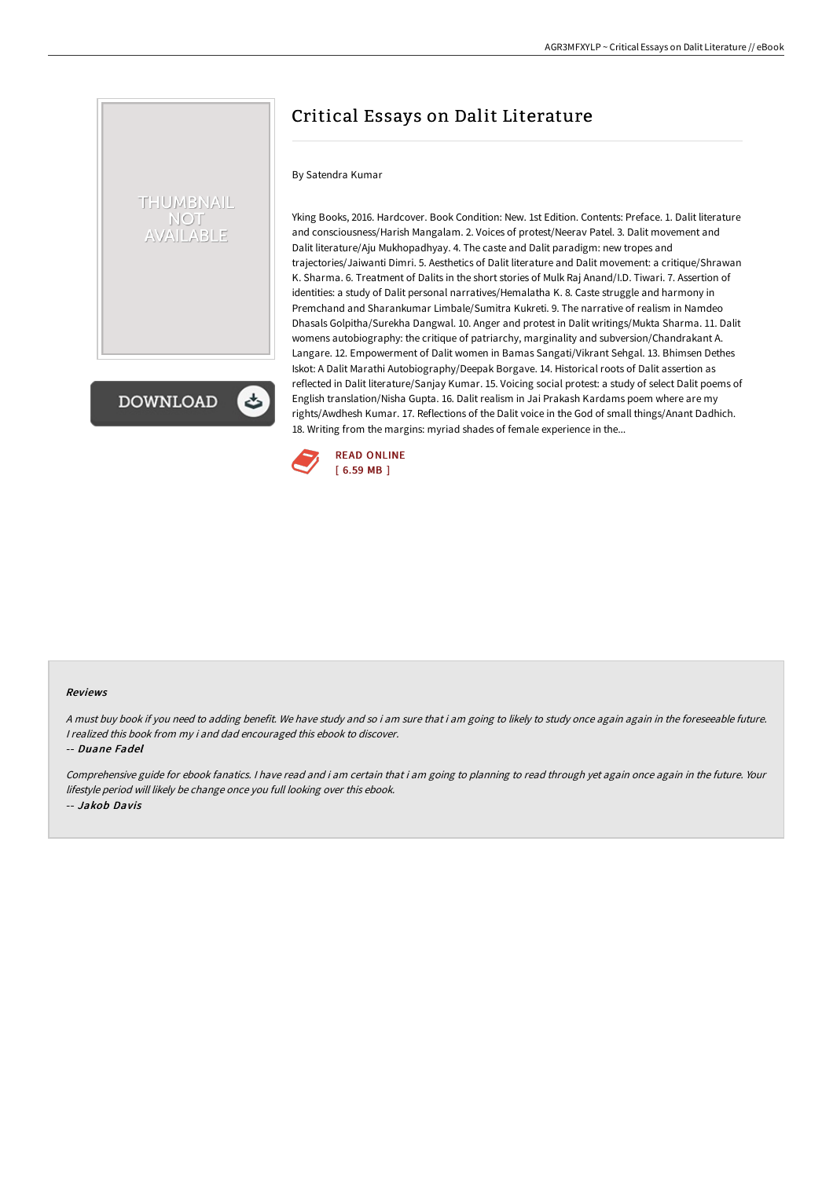# Critical Essays on Dalit Literature

By Satendra Kumar

Yking Books, 2016. Hardcover. Book Condition: New. 1st Edition. Contents: Preface. 1. Dalit literature and consciousness/Harish Mangalam. 2. Voices of protest/Neerav Patel. 3. Dalit movement and Dalit literature/Aju Mukhopadhyay. 4. The caste and Dalit paradigm: new tropes and trajectories/Jaiwanti Dimri. 5. Aesthetics of Dalit literature and Dalit movement: a critique/Shrawan K. Sharma. 6. Treatment of Dalits in the short stories of Mulk Raj Anand/I.D. Tiwari. 7. Assertion of identities: a study of Dalit personal narratives/Hemalatha K. 8. Caste struggle and harmony in Premchand and Sharankumar Limbale/Sumitra Kukreti. 9. The narrative of realism in Namdeo Dhasals Golpitha/Surekha Dangwal. 10. Anger and protest in Dalit writings/Mukta Sharma. 11. Dalit womens autobiography: the critique of patriarchy, marginality and subversion/Chandrakant A. Langare. 12. Empowerment of Dalit women in Bamas Sangati/Vikrant Sehgal. 13. Bhimsen Dethes Iskot: A Dalit Marathi Autobiography/Deepak Borgave. 14. Historical roots of Dalit assertion as reflected in Dalit literature/Sanjay Kumar. 15. Voicing social protest: a study of select Dalit poems of English translation/Nisha Gupta. 16. Dalit realism in Jai Prakash Kardams poem where are my rights/Awdhesh Kumar. 17. Reflections of the Dalit voice in the God of small things/Anant Dadhich. 18. Writing from the margins: myriad shades of female experience in the...

READ ONLINE
[ 6.59 MB ]

### Reviews

*A must buy book if you need to adding benefit. We have study and so i am sure that i am going to likely to study once again again in the foreseeable future. I realized this book from my i and dad encouraged this ebook to discover.*

*-- Duane Fadel*

*Comprehensive guide for ebook fanatics. I have read and i am certain that i am going to planning to read through yet again once again in the future. Your lifestyle period will likely be change once you full looking over this ebook.*

*-- Jakob Davis*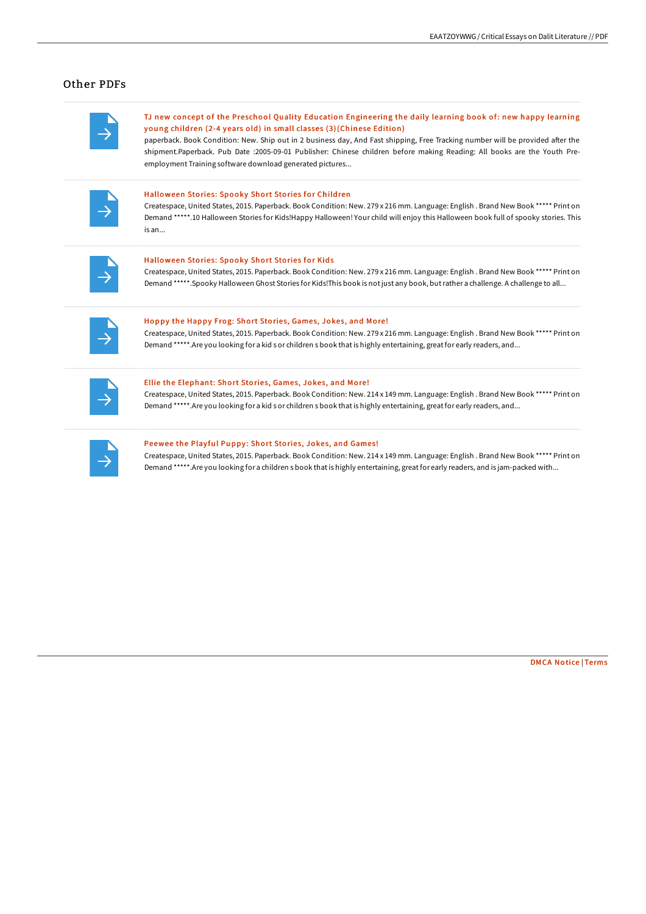## Other PDFs

### TJ new concept of the Preschool Quality Education Engineering the daily learning book of: new happy learning young children (2-4 years old) in small classes (3)(Chinese Edition)

paperback. Book Condition: New. Ship out in 2 business day, And Fast shipping, Free Tracking number will be provided after the shipment.Paperback. Pub Date :2005-09-01 Publisher: Chinese children before making Reading: All books are the Youth Pre-employment Training software download generated pictures...

### Halloween Stories: Spooky Short Stories for Children

Createspace, United States, 2015. Paperback. Book Condition: New. 279 x 216 mm. Language: English . Brand New Book ***** Print on Demand *****.10 Halloween Stories for Kids!Happy Halloween! Your child will enjoy this Halloween book full of spooky stories. This is an...

### Halloween Stories: Spooky Short Stories for Kids

Createspace, United States, 2015. Paperback. Book Condition: New. 279 x 216 mm. Language: English . Brand New Book ***** Print on Demand *****.Spooky Halloween Ghost Stories for Kids!This book is not just any book, but rather a challenge. A challenge to all...

### Hoppy the Happy Frog: Short Stories, Games, Jokes, and More!

Createspace, United States, 2015. Paperback. Book Condition: New. 279 x 216 mm. Language: English . Brand New Book ***** Print on Demand *****.Are you looking for a kid s or children s book that is highly entertaining, great for early readers, and...

### Ellie the Elephant: Short Stories, Games, Jokes, and More!

Createspace, United States, 2015. Paperback. Book Condition: New. 214 x 149 mm. Language: English . Brand New Book ***** Print on Demand *****.Are you looking for a kid s or children s book that is highly entertaining, great for early readers, and...

### Peewee the Playful Puppy: Short Stories, Jokes, and Games!

Createspace, United States, 2015. Paperback. Book Condition: New. 214 x 149 mm. Language: English . Brand New Book ***** Print on Demand *****.Are you looking for a children s book that is highly entertaining, great for early readers, and is jam-packed with...